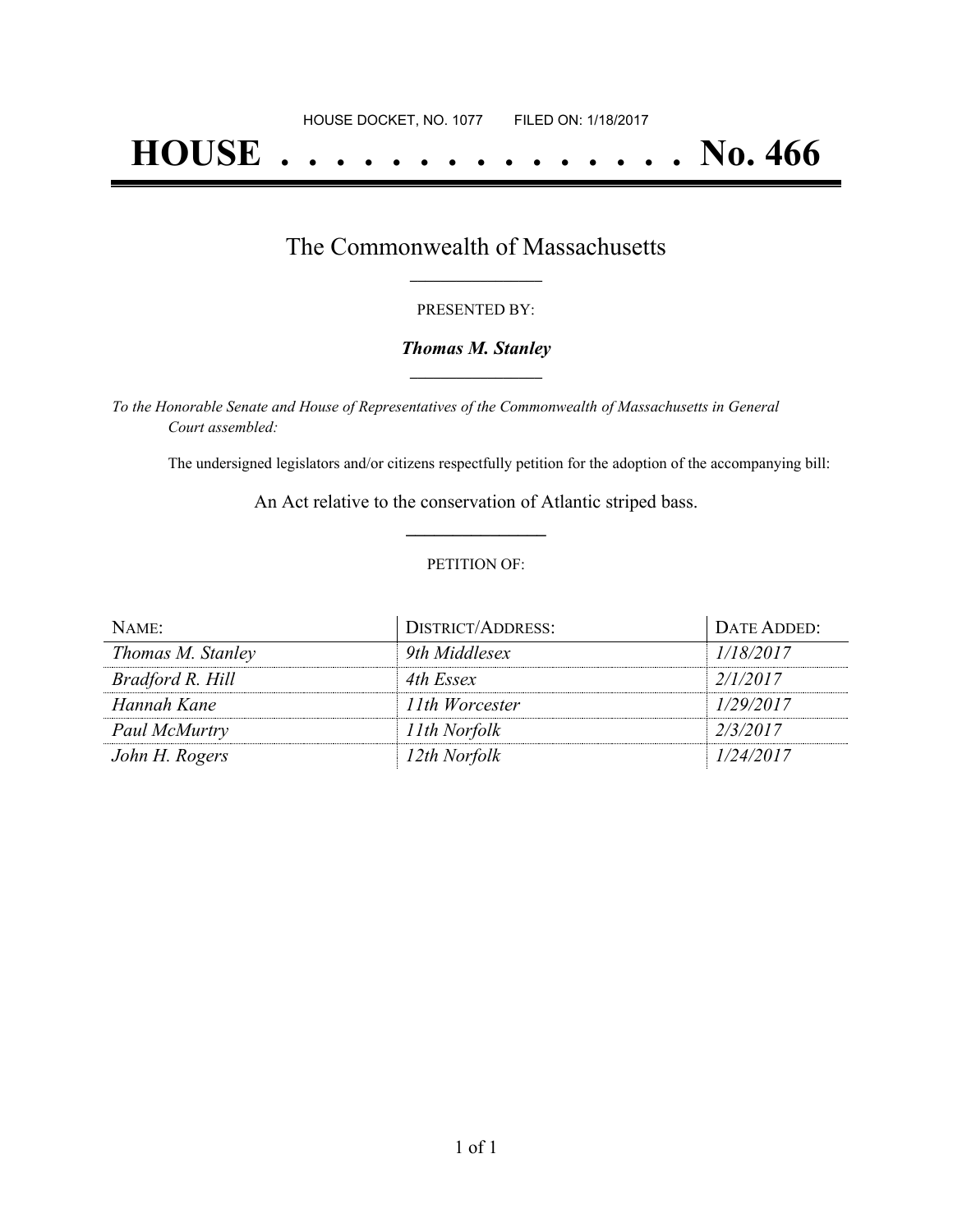HOUSE DOCKET, NO. 1077 FILED ON: 1/18/2017

# HOUSE . . . . . . . . . . . . . . . No. 466

## The Commonwealth of Massachusetts

PRESENTED BY:

***Thomas M. Stanley***

*To the Honorable Senate and House of Representatives of the Commonwealth of Massachusetts in General Court assembled:*

The undersigned legislators and/or citizens respectfully petition for the adoption of the accompanying bill:

An Act relative to the conservation of Atlantic striped bass.

PETITION OF:

| NAME: | DISTRICT/ADDRESS: | DATE ADDED: |
|---|---|---|
| *Thomas M. Stanley* | *9th Middlesex* | *1/18/2017* |
| *Bradford R. Hill* | *4th Essex* | *2/1/2017* |
| *Hannah Kane* | *11th Worcester* | *1/29/2017* |
| *Paul McMurtry* | *11th Norfolk* | *2/3/2017* |
| *John H. Rogers* | *12th Norfolk* | *1/24/2017* |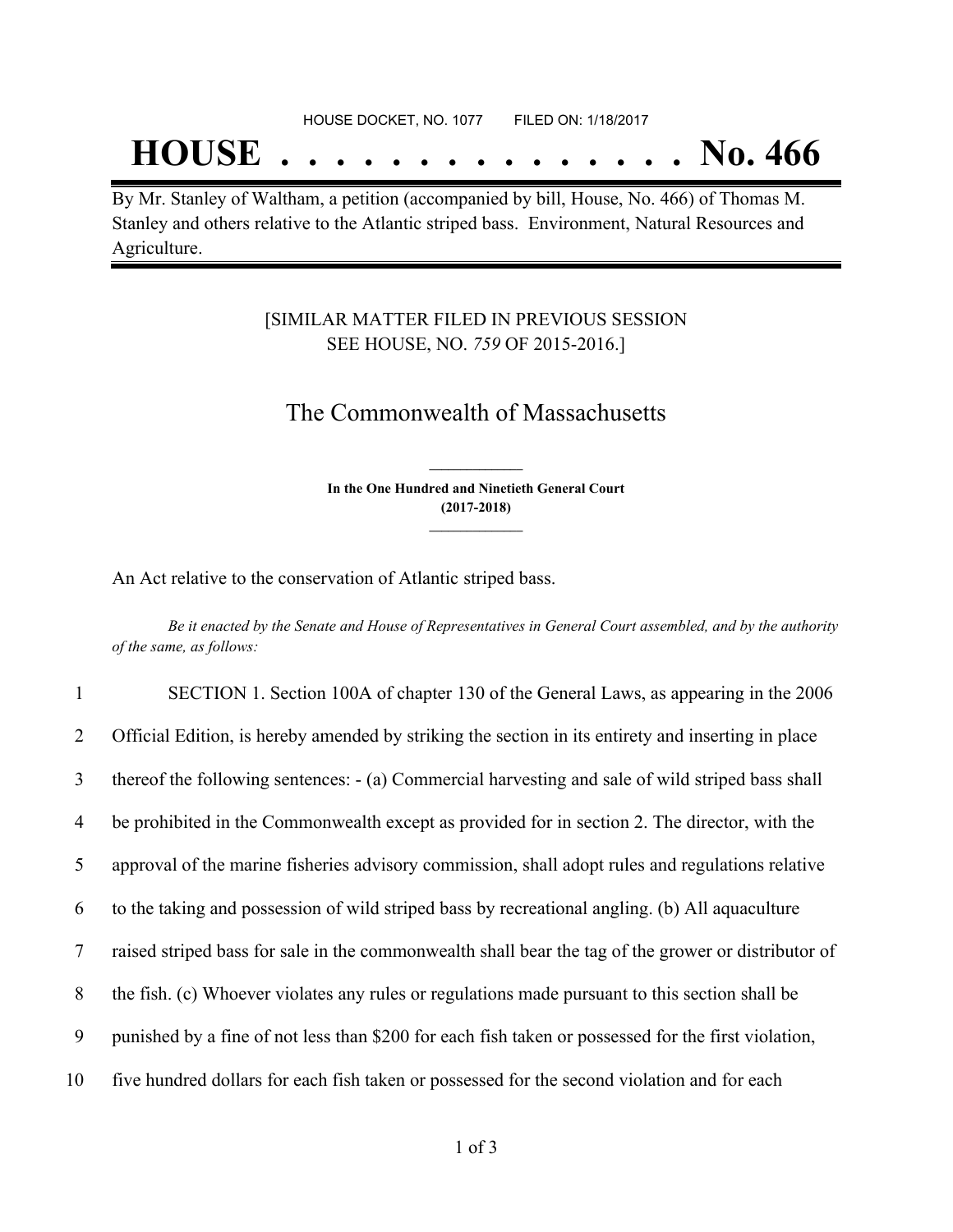HOUSE DOCKET, NO. 1077        FILED ON: 1/18/2017

# HOUSE . . . . . . . . . . . . . . . No. 466

By Mr. Stanley of Waltham, a petition (accompanied by bill, House, No. 466) of Thomas M. Stanley and others relative to the Atlantic striped bass. Environment, Natural Resources and Agriculture.

[SIMILAR MATTER FILED IN PREVIOUS SESSION SEE HOUSE, NO. *759* OF 2015-2016.]

## The Commonwealth of Massachusetts

**In the One Hundred and Ninetieth General Court (2017-2018)**

An Act relative to the conservation of Atlantic striped bass.

*Be it enacted by the Senate and House of Representatives in General Court assembled, and by the authority of the same, as follows:*

1 SECTION 1. Section 100A of chapter 130 of the General Laws, as appearing in the 2006
2 Official Edition, is hereby amended by striking the section in its entirety and inserting in place
3 thereof the following sentences: - (a) Commercial harvesting and sale of wild striped bass shall
4 be prohibited in the Commonwealth except as provided for in section 2. The director, with the
5 approval of the marine fisheries advisory commission, shall adopt rules and regulations relative
6 to the taking and possession of wild striped bass by recreational angling. (b) All aquaculture
7 raised striped bass for sale in the commonwealth shall bear the tag of the grower or distributor of
8 the fish. (c) Whoever violates any rules or regulations made pursuant to this section shall be
9 punished by a fine of not less than $200 for each fish taken or possessed for the first violation,
10 five hundred dollars for each fish taken or possessed for the second violation and for each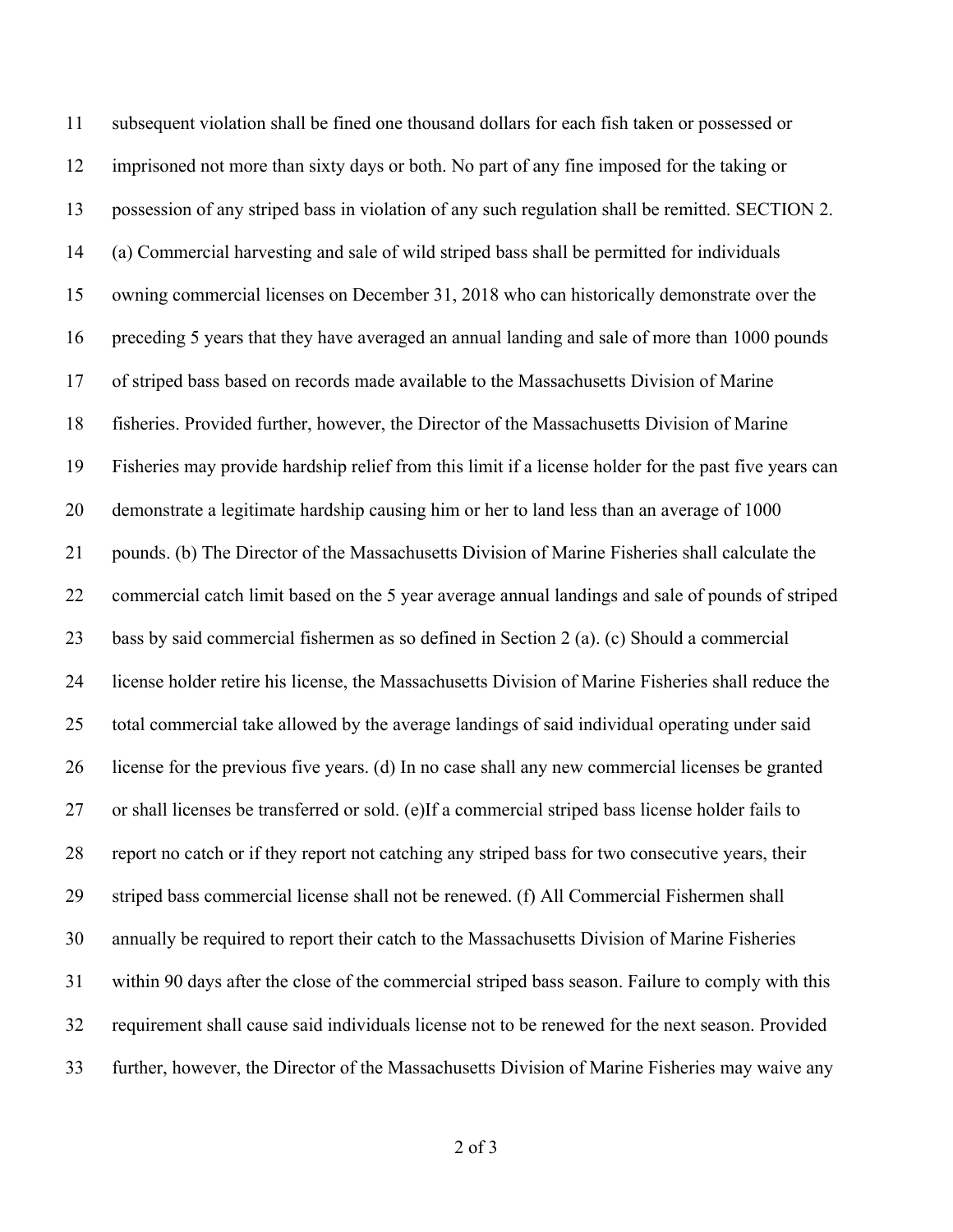subsequent violation shall be fined one thousand dollars for each fish taken or possessed or imprisoned not more than sixty days or both. No part of any fine imposed for the taking or possession of any striped bass in violation of any such regulation shall be remitted. SECTION 2. (a) Commercial harvesting and sale of wild striped bass shall be permitted for individuals owning commercial licenses on December 31, 2018 who can historically demonstrate over the preceding 5 years that they have averaged an annual landing and sale of more than 1000 pounds of striped bass based on records made available to the Massachusetts Division of Marine fisheries. Provided further, however, the Director of the Massachusetts Division of Marine Fisheries may provide hardship relief from this limit if a license holder for the past five years can demonstrate a legitimate hardship causing him or her to land less than an average of 1000 pounds. (b) The Director of the Massachusetts Division of Marine Fisheries shall calculate the commercial catch limit based on the 5 year average annual landings and sale of pounds of striped bass by said commercial fishermen as so defined in Section 2 (a). (c) Should a commercial license holder retire his license, the Massachusetts Division of Marine Fisheries shall reduce the total commercial take allowed by the average landings of said individual operating under said license for the previous five years. (d) In no case shall any new commercial licenses be granted or shall licenses be transferred or sold. (e)If a commercial striped bass license holder fails to report no catch or if they report not catching any striped bass for two consecutive years, their striped bass commercial license shall not be renewed. (f) All Commercial Fishermen shall annually be required to report their catch to the Massachusetts Division of Marine Fisheries within 90 days after the close of the commercial striped bass season. Failure to comply with this requirement shall cause said individuals license not to be renewed for the next season. Provided further, however, the Director of the Massachusetts Division of Marine Fisheries may waive any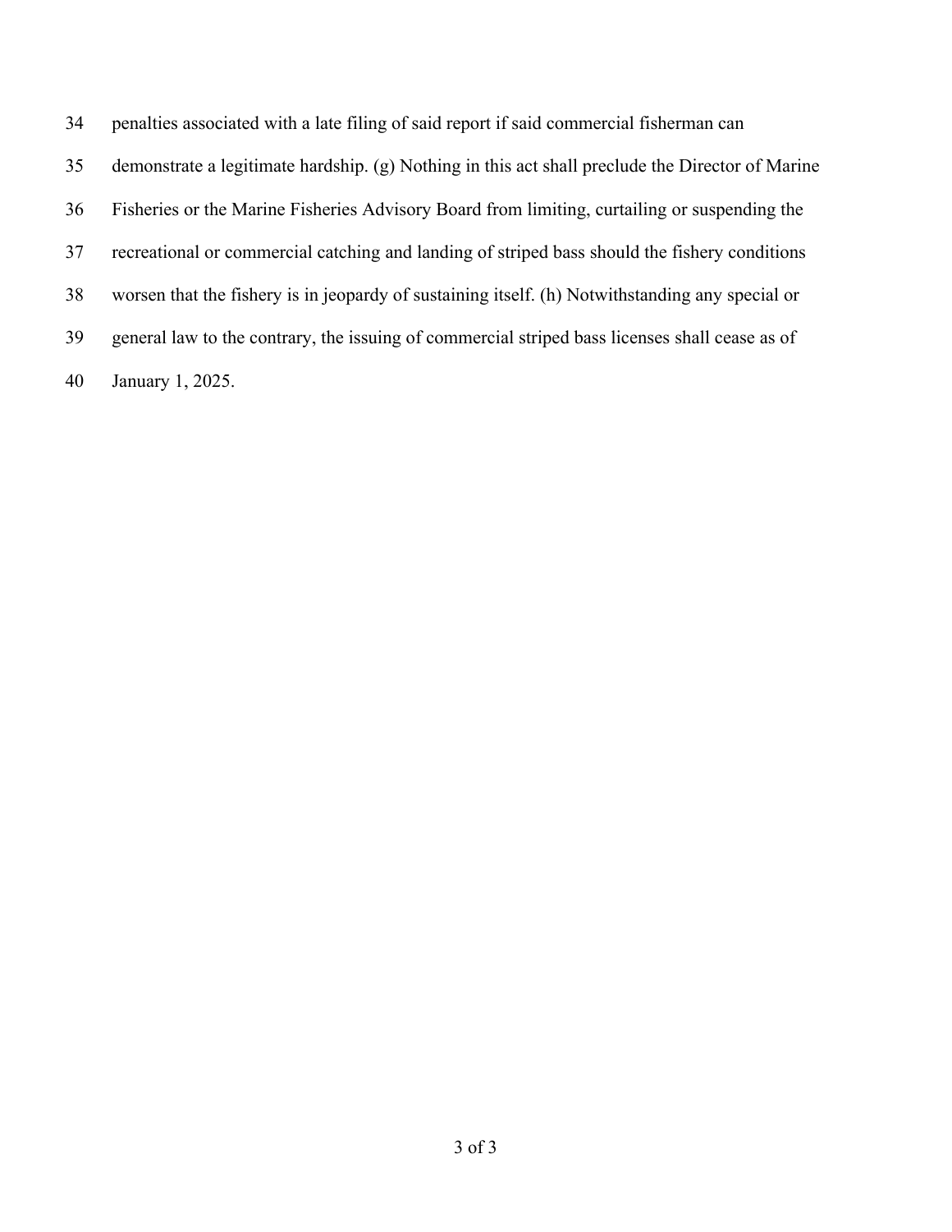penalties associated with a late filing of said report if said commercial fisherman can demonstrate a legitimate hardship. (g) Nothing in this act shall preclude the Director of Marine Fisheries or the Marine Fisheries Advisory Board from limiting, curtailing or suspending the recreational or commercial catching and landing of striped bass should the fishery conditions worsen that the fishery is in jeopardy of sustaining itself. (h) Notwithstanding any special or general law to the contrary, the issuing of commercial striped bass licenses shall cease as of January 1, 2025.